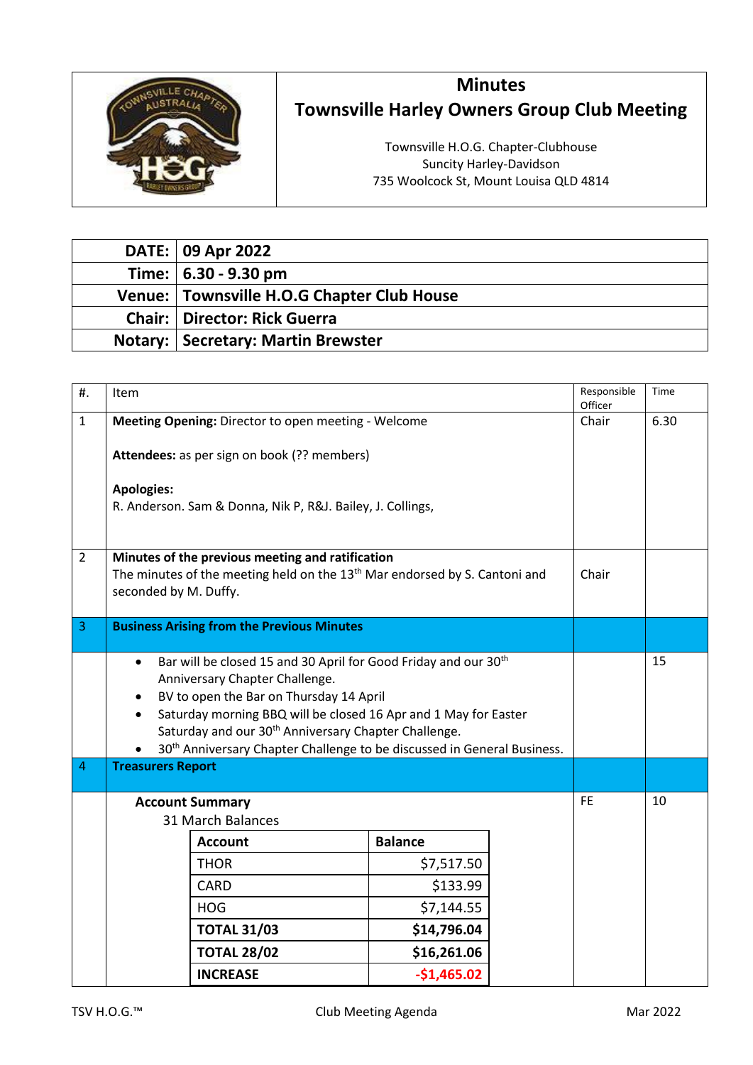# Minutes
# Townsville Harley Owners Group Club Meeting

Townsville H.O.G. Chapter-Clubhouse
Suncity Harley-Davidson
735 Woolcock St, Mount Louisa QLD 4814

| | |
|---|---|
| **DATE:** | **09 Apr 2022** |
| **Time:** | **6.30 - 9.30 pm** |
| **Venue:** | **Townsville H.O.G Chapter Club House** |
| **Chair:** | **Director: Rick Guerra** |
| **Notary:** | **Secretary: Martin Brewster** |

| #. | Item | Responsible Officer | Time |
|---|---|---|---|
| 1 | **Meeting Opening:** Director to open meeting - Welcome<br><br>**Attendees:** as per sign on book (?? members)<br><br>**Apologies:**<br>R. Anderson. Sam & Donna, Nik P, R&J. Bailey, J. Collings, | Chair | 6.30 |
| 2 | **Minutes of the previous meeting and ratification**<br>The minutes of the meeting held on the 13th Mar endorsed by S. Cantoni and seconded by M. Duffy. | Chair | |
| 3 | **Business Arising from the Previous Minutes** | | |
| | • Bar will be closed 15 and 30 April for Good Friday and our 30th Anniversary Chapter Challenge.<br>• BV to open the Bar on Thursday 14 April<br>• Saturday morning BBQ will be closed 16 Apr and 1 May for Easter Saturday and our 30th Anniversary Chapter Challenge.<br>• 30th Anniversary Chapter Challenge to be discussed in General Business. | | 15 |
| 4 | **Treasurers Report** | | |
| | **Account Summary**<br>31 March Balances | FE | 10 |

| Account | Balance |
|---|---:|
| THOR | $7,517.50 |
| CARD | $133.99 |
| HOG | $7,144.55 |
| **TOTAL 31/03** | **$14,796.04** |
| **TOTAL 28/02** | **$16,261.06** |
| **INCREASE** | **-$1,465.02** |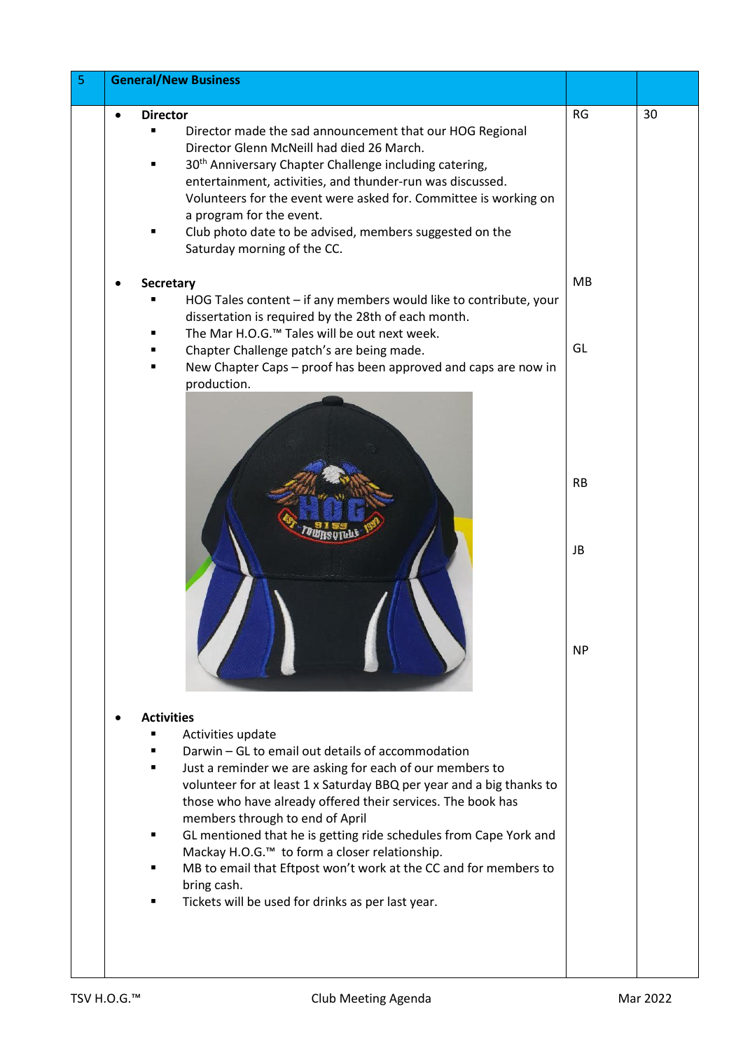| 5 | General/New Business | | |
|---|---|---|---|
| | • **Director**<br>▪ Director made the sad announcement that our HOG Regional Director Glenn McNeill had died 26 March.<br>▪ 30th Anniversary Chapter Challenge including catering, entertainment, activities, and thunder-run was discussed. Volunteers for the event were asked for. Committee is working on a program for the event.<br>▪ Club photo date to be advised, members suggested on the Saturday morning of the CC. | RG | 30 |
| | • **Secretary**<br>▪ HOG Tales content – if any members would like to contribute, your dissertation is required by the 28th of each month.<br>▪ The Mar H.O.G.™ Tales will be out next week.<br>▪ Chapter Challenge patch's are being made.<br>▪ New Chapter Caps – proof has been approved and caps are now in production. | MB<br><br>GL | |
| | | RB<br><br>JB<br><br>NP | |
| | • **Activities**<br>▪ Activities update<br>▪ Darwin – GL to email out details of accommodation<br>▪ Just a reminder we are asking for each of our members to volunteer for at least 1 x Saturday BBQ per year and a big thanks to those who have already offered their services. The book has members through to end of April<br>▪ GL mentioned that he is getting ride schedules from Cape York and Mackay H.O.G.™ to form a closer relationship.<br>▪ MB to email that Eftpost won't work at the CC and for members to bring cash.<br>▪ Tickets will be used for drinks as per last year. | | |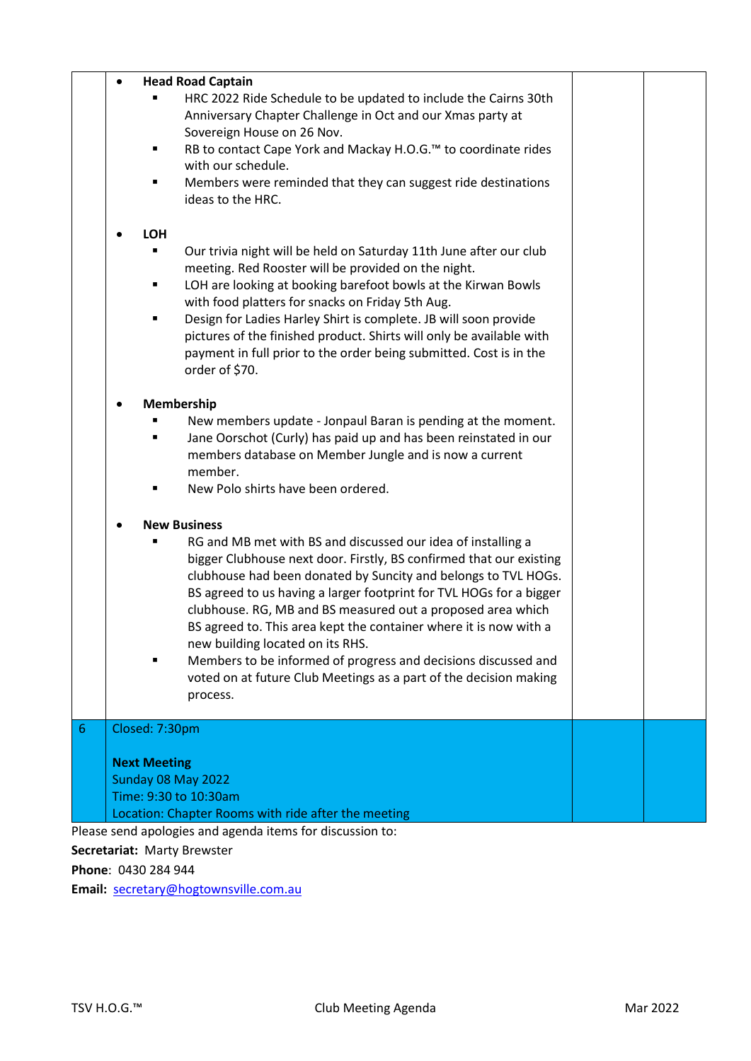| | | | |
|---|---|---|---|
| | **Head Road Captain**<br>- HRC 2022 Ride Schedule to be updated to include the Cairns 30th Anniversary Chapter Challenge in Oct and our Xmas party at Sovereign House on 26 Nov.<br>- RB to contact Cape York and Mackay H.O.G.™ to coordinate rides with our schedule.<br>- Members were reminded that they can suggest ride destinations ideas to the HRC.<br><br>**LOH**<br>- Our trivia night will be held on Saturday 11th June after our club meeting. Red Rooster will be provided on the night.<br>- LOH are looking at booking barefoot bowls at the Kirwan Bowls with food platters for snacks on Friday 5th Aug.<br>- Design for Ladies Harley Shirt is complete. JB will soon provide pictures of the finished product. Shirts will only be available with payment in full prior to the order being submitted. Cost is in the order of $70.<br><br>**Membership**<br>- New members update - Jonpaul Baran is pending at the moment.<br>- Jane Oorschot (Curly) has paid up and has been reinstated in our members database on Member Jungle and is now a current member.<br>- New Polo shirts have been ordered.<br><br>**New Business**<br>- RG and MB met with BS and discussed our idea of installing a bigger Clubhouse next door. Firstly, BS confirmed that our existing clubhouse had been donated by Suncity and belongs to TVL HOGs. BS agreed to us having a larger footprint for TVL HOGs for a bigger clubhouse. RG, MB and BS measured out a proposed area which BS agreed to. This area kept the container where it is now with a new building located on its RHS.<br>- Members to be informed of progress and decisions discussed and voted on at future Club Meetings as a part of the decision making process. | | |
| 6 | Closed: 7:30pm<br><br>**Next Meeting**<br>Sunday 08 May 2022<br>Time: 9:30 to 10:30am<br>Location: Chapter Rooms with ride after the meeting | | |

Please send apologies and agenda items for discussion to:

**Secretariat:** Marty Brewster

**Phone**: 0430 284 944

**Email:** secretary@hogtownsville.com.au